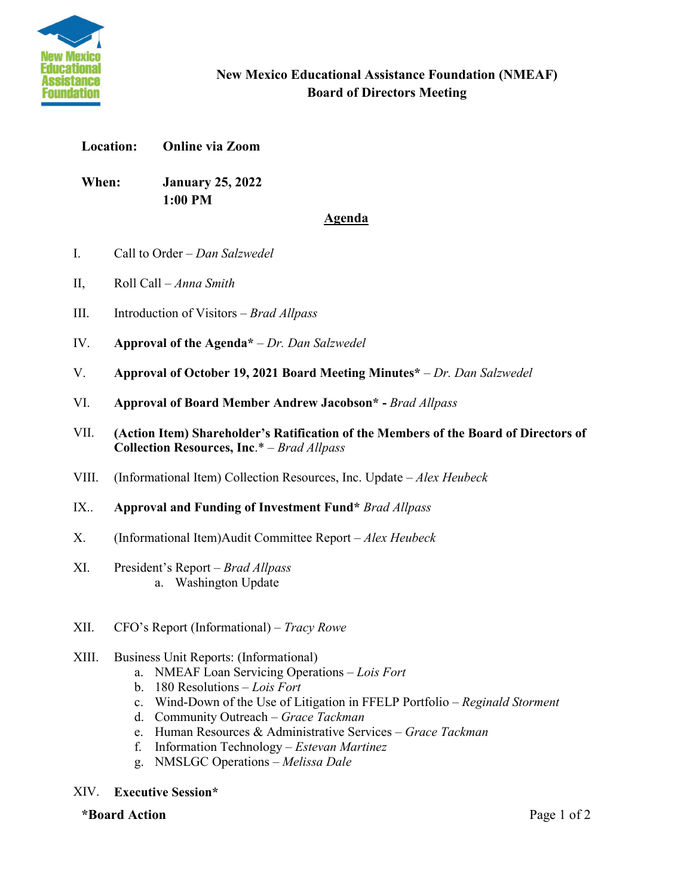# New Mexico Educational Assistance Foundation (NMEAF)
## Board of Directors Meeting

**Location:** **Online via Zoom**

**When:** **January 25, 2022**
**1:00 PM**

## Agenda

I. Call to Order – *Dan Salzwedel*

II, Roll Call – *Anna Smith*

III. Introduction of Visitors – *Brad Allpass*

IV. **Approval of the Agenda*** – *Dr. Dan Salzwedel*

V. **Approval of October 19, 2021 Board Meeting Minutes*** – *Dr. Dan Salzwedel*

VI. **Approval of Board Member Andrew Jacobson* -** *Brad Allpass*

VII. **(Action Item) Shareholder's Ratification of the Members of the Board of Directors of Collection Resources, Inc**.* – *Brad Allpass*

VIII. (Informational Item) Collection Resources, Inc. Update – *Alex Heubeck*

IX.. **Approval and Funding of Investment Fund*** *Brad Allpass*

X. (Informational Item)Audit Committee Report – *Alex Heubeck*

XI. President's Report – *Brad Allpass*
  a. Washington Update

XII. CFO's Report (Informational) – *Tracy Rowe*

XIII. Business Unit Reports: (Informational)
  a. NMEAF Loan Servicing Operations – *Lois Fort*
  b. 180 Resolutions – *Lois Fort*
  c. Wind-Down of the Use of Litigation in FFELP Portfolio – *Reginald Storment*
  d. Community Outreach – *Grace Tackman*
  e. Human Resources & Administrative Services – *Grace Tackman*
  f. Information Technology – *Estevan Martinez*
  g. NMSLGC Operations – *Melissa Dale*

XIV. **Executive Session***

***Board Action**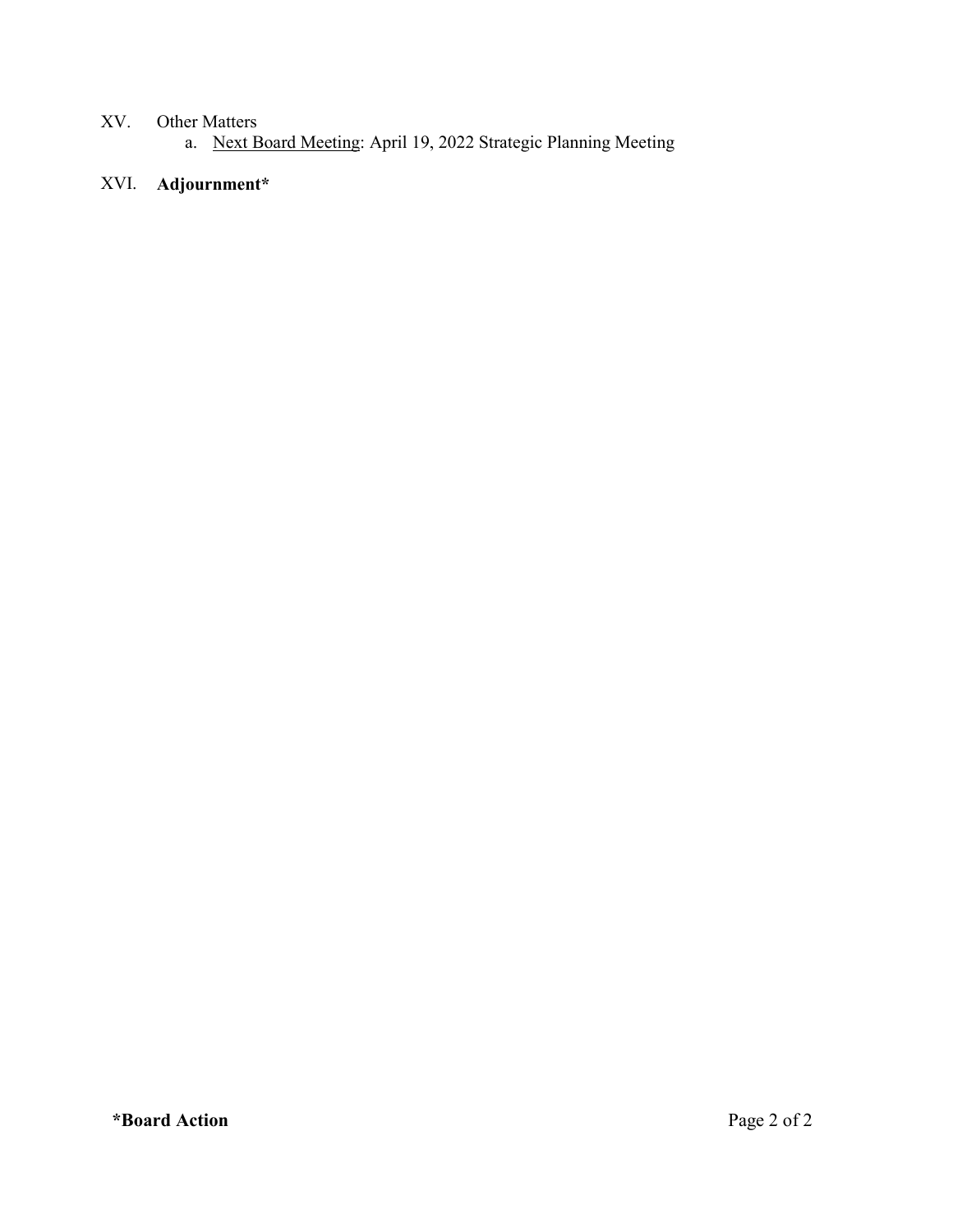XV. Other Matters

a. <u>Next Board Meeting</u>: April 19, 2022 Strategic Planning Meeting

XVI. **Adjournment***

**\*Board Action**